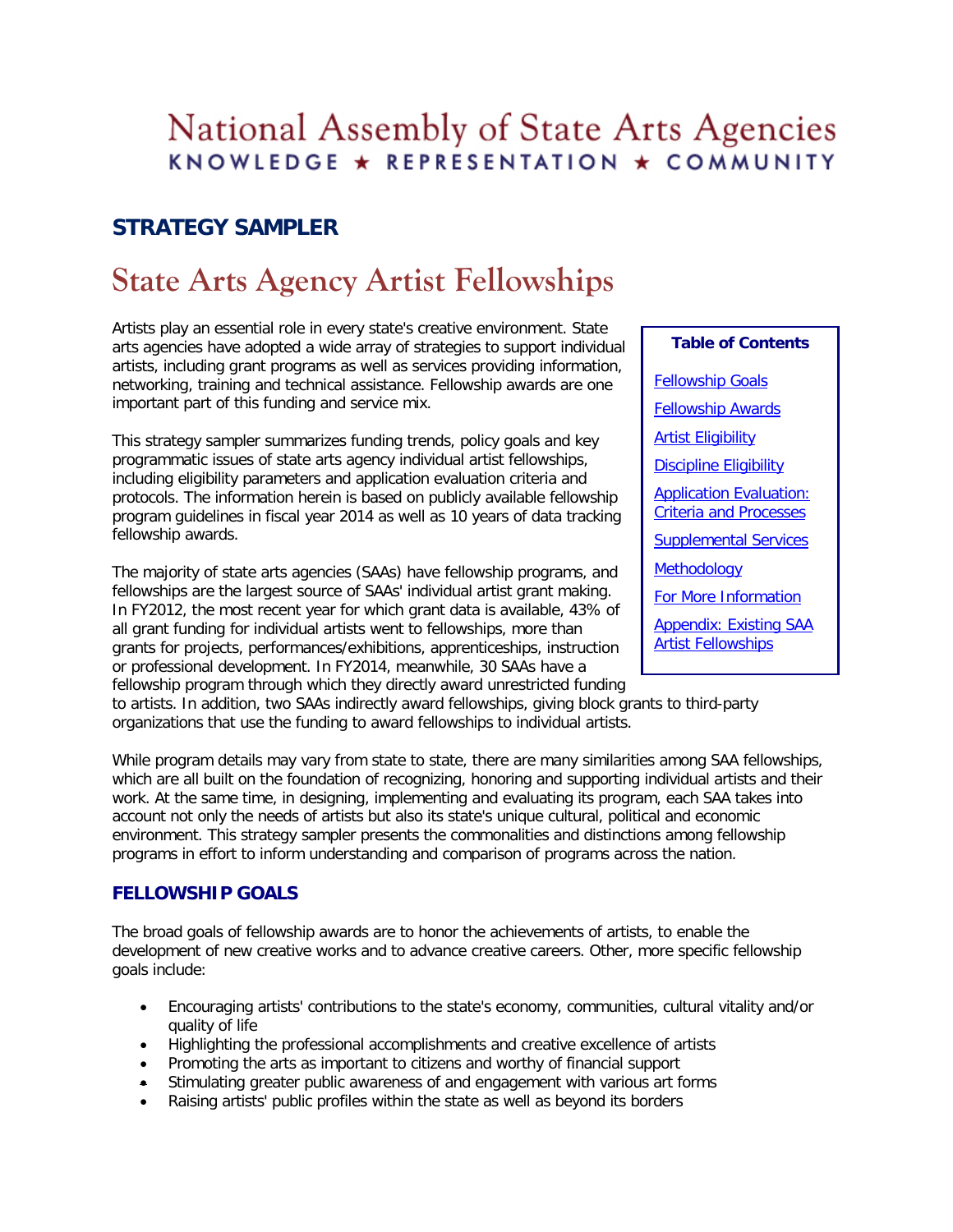# National Assembly of State Arts Agencies

KNOWLEDGE ★ REPRESENTATION ★ COMMUNITY

## STRATEGY SAMPLER

# State Arts Agency Artist Fellowships

**Table of Contents**

- Fellowship Goals
- Fellowship Awards
- Artist Eligibility
- Discipline Eligibility
- Application Evaluation: Criteria and Processes
- Supplemental Services
- Methodology
- For More Information
- Appendix: Existing SAA Artist Fellowships

Artists play an essential role in every state's creative environment. State arts agencies have adopted a wide array of strategies to support individual artists, including grant programs as well as services providing information, networking, training and technical assistance. Fellowship awards are one important part of this funding and service mix.

This strategy sampler summarizes funding trends, policy goals and key programmatic issues of state arts agency individual artist fellowships, including eligibility parameters and application evaluation criteria and protocols. The information herein is based on publicly available fellowship program guidelines in fiscal year 2014 as well as 10 years of data tracking fellowship awards.

The majority of state arts agencies (SAAs) have fellowship programs, and fellowships are the largest source of SAAs' individual artist grant making. In FY2012, the most recent year for which grant data is available, 43% of all grant funding for individual artists went to fellowships, more than grants for projects, performances/exhibitions, apprenticeships, instruction or professional development. In FY2014, meanwhile, 30 SAAs have a fellowship program through which they directly award unrestricted funding to artists. In addition, two SAAs indirectly award fellowships, giving block grants to third-party organizations that use the funding to award fellowships to individual artists.

While program details may vary from state to state, there are many similarities among SAA fellowships, which are all built on the foundation of recognizing, honoring and supporting individual artists and their work. At the same time, in designing, implementing and evaluating its program, each SAA takes into account not only the needs of artists but also its state's unique cultural, political and economic environment. This strategy sampler presents the commonalities and distinctions among fellowship programs in effort to inform understanding and comparison of programs across the nation.

## FELLOWSHIP GOALS

The broad goals of fellowship awards are to honor the achievements of artists, to enable the development of new creative works and to advance creative careers. Other, more specific fellowship goals include:

- Encouraging artists' contributions to the state's economy, communities, cultural vitality and/or quality of life
- Highlighting the professional accomplishments and creative excellence of artists
- Promoting the arts as important to citizens and worthy of financial support
- Stimulating greater public awareness of and engagement with various art forms
- Raising artists' public profiles within the state as well as beyond its borders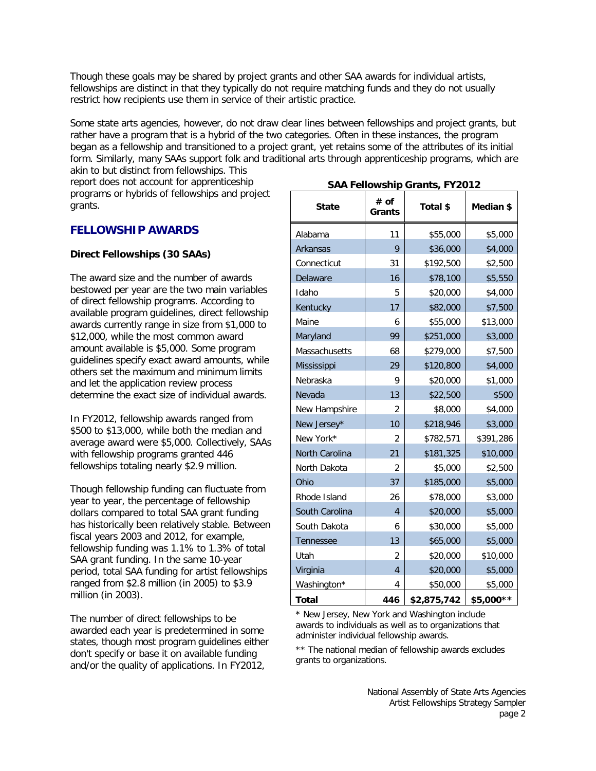Though these goals may be shared by project grants and other SAA awards for individual artists, fellowships are distinct in that they typically do not require matching funds and they do not usually restrict how recipients use them in service of their artistic practice.

Some state arts agencies, however, do not draw clear lines between fellowships and project grants, but rather have a program that is a hybrid of the two categories. Often in these instances, the program began as a fellowship and transitioned to a project grant, yet retains some of the attributes of its initial form. Similarly, many SAAs support folk and traditional arts through apprenticeship programs, which are akin to but distinct from fellowships. This report does not account for apprenticeship programs or hybrids of fellowships and project grants.

## FELLOWSHIP AWARDS

### Direct Fellowships (30 SAAs)

The award size and the number of awards bestowed per year are the two main variables of direct fellowship programs. According to available program guidelines, direct fellowship awards currently range in size from $1,000 to $12,000, while the most common award amount available is $5,000. Some program guidelines specify exact award amounts, while others set the maximum and minimum limits and let the application review process determine the exact size of individual awards.

In FY2012, fellowship awards ranged from $500 to $13,000, while both the median and average award were $5,000. Collectively, SAAs with fellowship programs granted 446 fellowships totaling nearly $2.9 million.

Though fellowship funding can fluctuate from year to year, the percentage of fellowship dollars compared to total SAA grant funding has historically been relatively stable. Between fiscal years 2003 and 2012, for example, fellowship funding was 1.1% to 1.3% of total SAA grant funding. In the same 10-year period, total SAA funding for artist fellowships ranged from $2.8 million (in 2005) to $3.9 million (in 2003).

The number of direct fellowships to be awarded each year is predetermined in some states, though most program guidelines either don't specify or base it on available funding and/or the quality of applications. In FY2012,

**SAA Fellowship Grants, FY2012**

| State | # of Grants | Total $ | Median $ |
|---|---|---|---|
| Alabama | 11 | $55,000 | $5,000 |
| Arkansas | 9 | $36,000 | $4,000 |
| Connecticut | 31 | $192,500 | $2,500 |
| Delaware | 16 | $78,100 | $5,550 |
| Idaho | 5 | $20,000 | $4,000 |
| Kentucky | 17 | $82,000 | $7,500 |
| Maine | 6 | $55,000 | $13,000 |
| Maryland | 99 | $251,000 | $3,000 |
| Massachusetts | 68 | $279,000 | $7,500 |
| Mississippi | 29 | $120,800 | $4,000 |
| Nebraska | 9 | $20,000 | $1,000 |
| Nevada | 13 | $22,500 | $500 |
| New Hampshire | 2 | $8,000 | $4,000 |
| New Jersey* | 10 | $218,946 | $3,000 |
| New York* | 2 | $782,571 | $391,286 |
| North Carolina | 21 | $181,325 | $10,000 |
| North Dakota | 2 | $5,000 | $2,500 |
| Ohio | 37 | $185,000 | $5,000 |
| Rhode Island | 26 | $78,000 | $3,000 |
| South Carolina | 4 | $20,000 | $5,000 |
| South Dakota | 6 | $30,000 | $5,000 |
| Tennessee | 13 | $65,000 | $5,000 |
| Utah | 2 | $20,000 | $10,000 |
| Virginia | 4 | $20,000 | $5,000 |
| Washington* | 4 | $50,000 | $5,000 |
| **Total** | **446** | **$2,875,742** | **$5,000**** |

* New Jersey, New York and Washington include awards to individuals as well as to organizations that administer individual fellowship awards.

** The national median of fellowship awards excludes grants to organizations.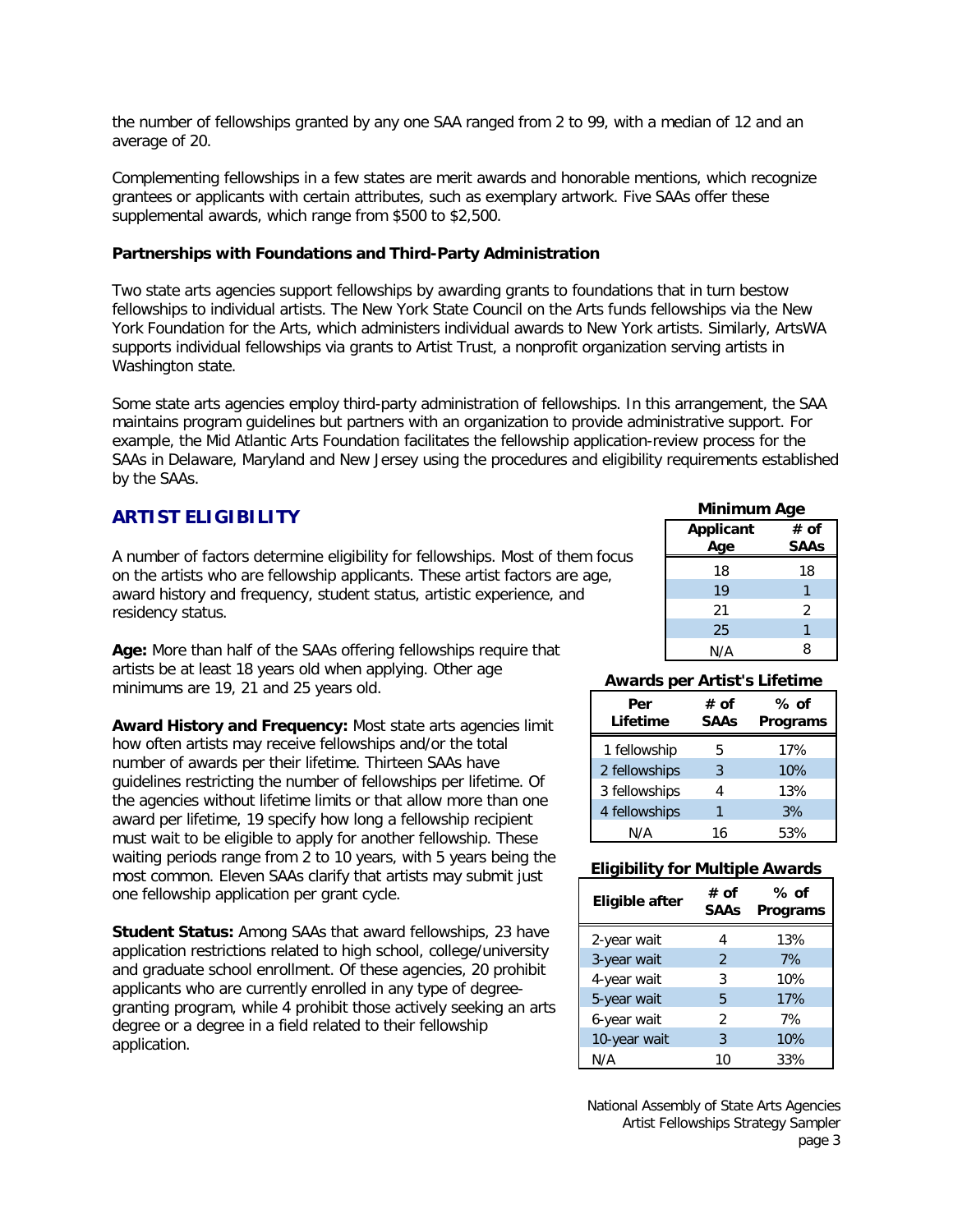the number of fellowships granted by any one SAA ranged from 2 to 99, with a median of 12 and an average of 20.

Complementing fellowships in a few states are merit awards and honorable mentions, which recognize grantees or applicants with certain attributes, such as exemplary artwork. Five SAAs offer these supplemental awards, which range from $500 to $2,500.

**Partnerships with Foundations and Third-Party Administration**

Two state arts agencies support fellowships by awarding grants to foundations that in turn bestow fellowships to individual artists. The New York State Council on the Arts funds fellowships via the New York Foundation for the Arts, which administers individual awards to New York artists. Similarly, ArtsWA supports individual fellowships via grants to Artist Trust, a nonprofit organization serving artists in Washington state.

Some state arts agencies employ third-party administration of fellowships. In this arrangement, the SAA maintains program guidelines but partners with an organization to provide administrative support. For example, the Mid Atlantic Arts Foundation facilitates the fellowship application-review process for the SAAs in Delaware, Maryland and New Jersey using the procedures and eligibility requirements established by the SAAs.

## ARTIST ELIGIBILITY

A number of factors determine eligibility for fellowships. Most of them focus on the artists who are fellowship applicants. These artist factors are age, award history and frequency, student status, artistic experience, and residency status.

**Age:** More than half of the SAAs offering fellowships require that artists be at least 18 years old when applying. Other age minimums are 19, 21 and 25 years old.

**Award History and Frequency:** Most state arts agencies limit how often artists may receive fellowships and/or the total number of awards per their lifetime. Thirteen SAAs have guidelines restricting the number of fellowships per lifetime. Of the agencies without lifetime limits or that allow more than one award per lifetime, 19 specify how long a fellowship recipient must wait to be eligible to apply for another fellowship. These waiting periods range from 2 to 10 years, with 5 years being the most common. Eleven SAAs clarify that artists may submit just one fellowship application per grant cycle.

**Student Status:** Among SAAs that award fellowships, 23 have application restrictions related to high school, college/university and graduate school enrollment. Of these agencies, 20 prohibit applicants who are currently enrolled in any type of degree-granting program, while 4 prohibit those actively seeking an arts degree or a degree in a field related to their fellowship application.

**Minimum Age**

| Applicant Age | # of SAAs |
|---|---|
| 18 | 18 |
| 19 | 1 |
| 21 | 2 |
| 25 | 1 |
| N/A | 8 |

**Awards per Artist's Lifetime**

| Per Lifetime | # of SAAs | % of Programs |
|---|---|---|
| 1 fellowship | 5 | 17% |
| 2 fellowships | 3 | 10% |
| 3 fellowships | 4 | 13% |
| 4 fellowships | 1 | 3% |
| N/A | 16 | 53% |

**Eligibility for Multiple Awards**

| Eligible after | # of SAAs | % of Programs |
|---|---|---|
| 2-year wait | 4 | 13% |
| 3-year wait | 2 | 7% |
| 4-year wait | 3 | 10% |
| 5-year wait | 5 | 17% |
| 6-year wait | 2 | 7% |
| 10-year wait | 3 | 10% |
| N/A | 10 | 33% |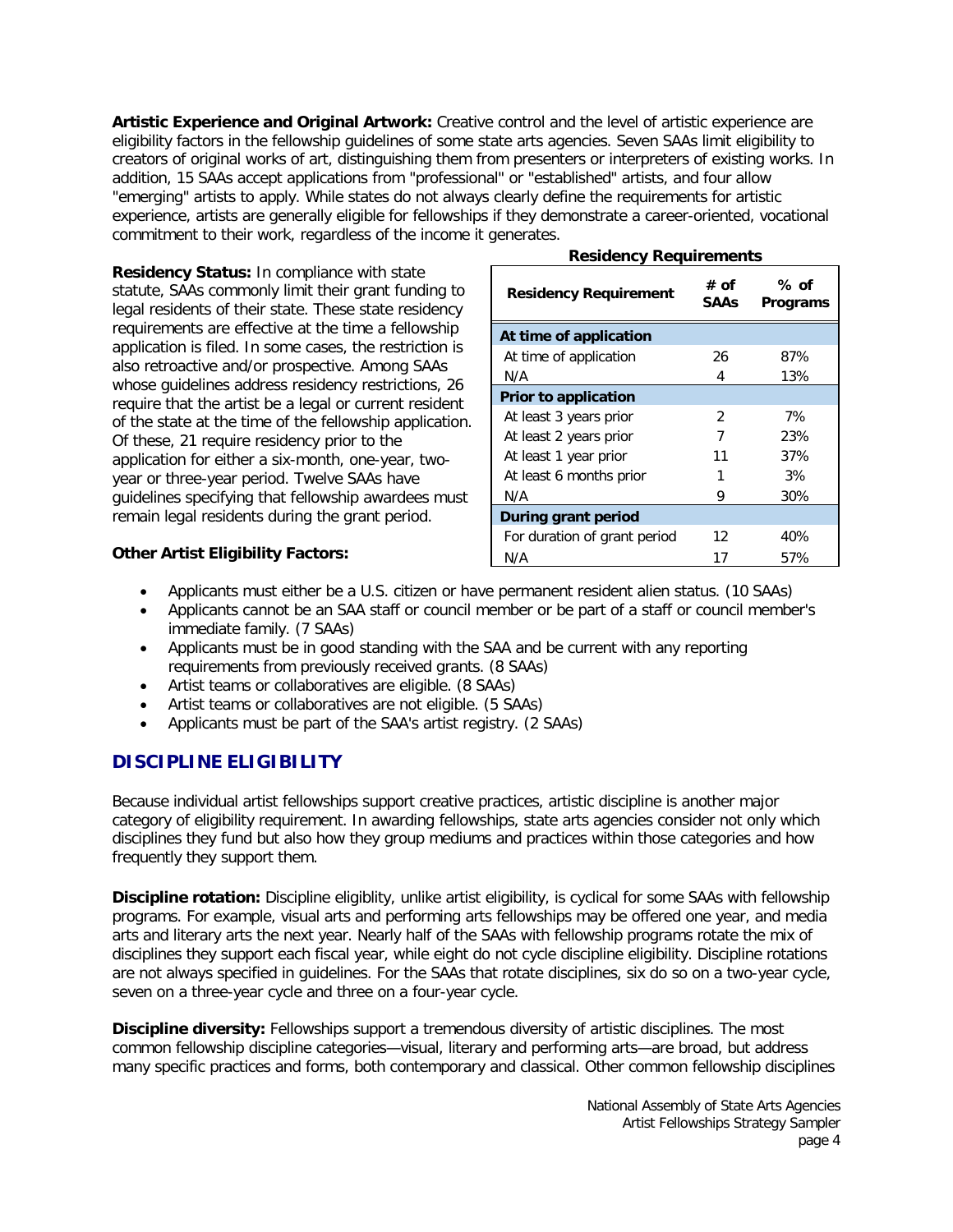**Artistic Experience and Original Artwork:** Creative control and the level of artistic experience are eligibility factors in the fellowship guidelines of some state arts agencies. Seven SAAs limit eligibility to creators of original works of art, distinguishing them from presenters or interpreters of existing works. In addition, 15 SAAs accept applications from "professional" or "established" artists, and four allow "emerging" artists to apply. While states do not always clearly define the requirements for artistic experience, artists are generally eligible for fellowships if they demonstrate a career-oriented, vocational commitment to their work, regardless of the income it generates.

**Residency Status:** In compliance with state statute, SAAs commonly limit their grant funding to legal residents of their state. These state residency requirements are effective at the time a fellowship application is filed. In some cases, the restriction is also retroactive and/or prospective. Among SAAs whose guidelines address residency restrictions, 26 require that the artist be a legal or current resident of the state at the time of the fellowship application. Of these, 21 require residency prior to the application for either a six-month, one-year, two-year or three-year period. Twelve SAAs have guidelines specifying that fellowship awardees must remain legal residents during the grant period.

**Residency Requirements**

| Residency Requirement | # of SAAs | % of Programs |
|---|---|---|
| **At time of application** | | |
| At time of application | 26 | 87% |
| N/A | 4 | 13% |
| **Prior to application** | | |
| At least 3 years prior | 2 | 7% |
| At least 2 years prior | 7 | 23% |
| At least 1 year prior | 11 | 37% |
| At least 6 months prior | 1 | 3% |
| N/A | 9 | 30% |
| **During grant period** | | |
| For duration of grant period | 12 | 40% |
| N/A | 17 | 57% |

**Other Artist Eligibility Factors:**

- Applicants must either be a U.S. citizen or have permanent resident alien status. (10 SAAs)
- Applicants cannot be an SAA staff or council member or be part of a staff or council member's immediate family. (7 SAAs)
- Applicants must be in good standing with the SAA and be current with any reporting requirements from previously received grants. (8 SAAs)
- Artist teams or collaboratives are eligible. (8 SAAs)
- Artist teams or collaboratives are not eligible. (5 SAAs)
- Applicants must be part of the SAA's artist registry. (2 SAAs)

## DISCIPLINE ELIGIBILITY

Because individual artist fellowships support creative practices, artistic discipline is another major category of eligibility requirement. In awarding fellowships, state arts agencies consider not only which disciplines they fund but also how they group mediums and practices within those categories and how frequently they support them.

**Discipline rotation:** Discipline eligiblity, unlike artist eligibility, is cyclical for some SAAs with fellowship programs. For example, visual arts and performing arts fellowships may be offered one year, and media arts and literary arts the next year. Nearly half of the SAAs with fellowship programs rotate the mix of disciplines they support each fiscal year, while eight do not cycle discipline eligibility. Discipline rotations are not always specified in guidelines. For the SAAs that rotate disciplines, six do so on a two-year cycle, seven on a three-year cycle and three on a four-year cycle.

**Discipline diversity:** Fellowships support a tremendous diversity of artistic disciplines. The most common fellowship discipline categories—visual, literary and performing arts—are broad, but address many specific practices and forms, both contemporary and classical. Other common fellowship disciplines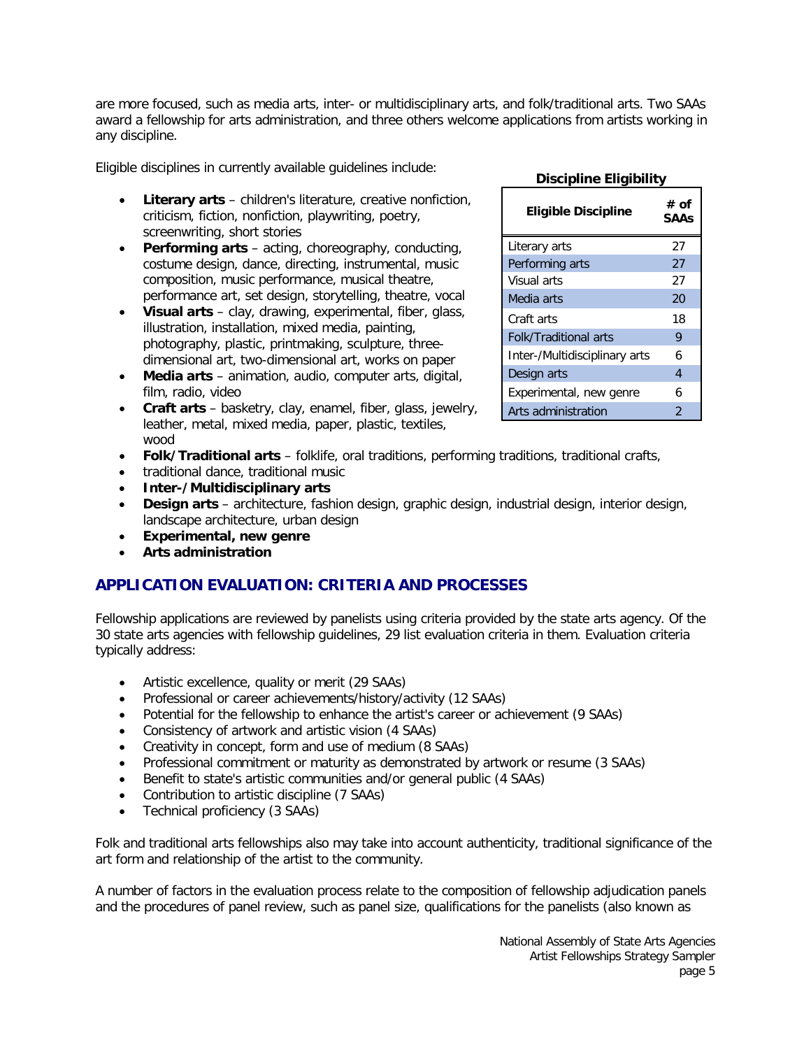are more focused, such as media arts, inter- or multidisciplinary arts, and folk/traditional arts. Two SAAs award a fellowship for arts administration, and three others welcome applications from artists working in any discipline.

Eligible disciplines in currently available guidelines include:

- **Literary arts** – children's literature, creative nonfiction, criticism, fiction, nonfiction, playwriting, poetry, screenwriting, short stories
- **Performing arts** – acting, choreography, conducting, costume design, dance, directing, instrumental, music composition, music performance, musical theatre, performance art, set design, storytelling, theatre, vocal
- **Visual arts** – clay, drawing, experimental, fiber, glass, illustration, installation, mixed media, painting, photography, plastic, printmaking, sculpture, three-dimensional art, two-dimensional art, works on paper
- **Media arts** – animation, audio, computer arts, digital, film, radio, video
- **Craft arts** – basketry, clay, enamel, fiber, glass, jewelry, leather, metal, mixed media, paper, plastic, textiles, wood
- **Folk/Traditional arts** – folklife, oral traditions, performing traditions, traditional crafts,
- traditional dance, traditional music
- **Inter-/Multidisciplinary arts**
- **Design arts** – architecture, fashion design, graphic design, industrial design, interior design, landscape architecture, urban design
- **Experimental, new genre**
- **Arts administration**

**Discipline Eligibility**

| Eligible Discipline | # of SAAs |
|---|---|
| Literary arts | 27 |
| Performing arts | 27 |
| Visual arts | 27 |
| Media arts | 20 |
| Craft arts | 18 |
| Folk/Traditional arts | 9 |
| Inter-/Multidisciplinary arts | 6 |
| Design arts | 4 |
| Experimental, new genre | 6 |
| Arts administration | 2 |

## APPLICATION EVALUATION: CRITERIA AND PROCESSES

Fellowship applications are reviewed by panelists using criteria provided by the state arts agency. Of the 30 state arts agencies with fellowship guidelines, 29 list evaluation criteria in them. Evaluation criteria typically address:

- Artistic excellence, quality or merit (29 SAAs)
- Professional or career achievements/history/activity (12 SAAs)
- Potential for the fellowship to enhance the artist's career or achievement (9 SAAs)
- Consistency of artwork and artistic vision (4 SAAs)
- Creativity in concept, form and use of medium (8 SAAs)
- Professional commitment or maturity as demonstrated by artwork or resume (3 SAAs)
- Benefit to state's artistic communities and/or general public (4 SAAs)
- Contribution to artistic discipline (7 SAAs)
- Technical proficiency (3 SAAs)

Folk and traditional arts fellowships also may take into account authenticity, traditional significance of the art form and relationship of the artist to the community.

A number of factors in the evaluation process relate to the composition of fellowship adjudication panels and the procedures of panel review, such as panel size, qualifications for the panelists (also known as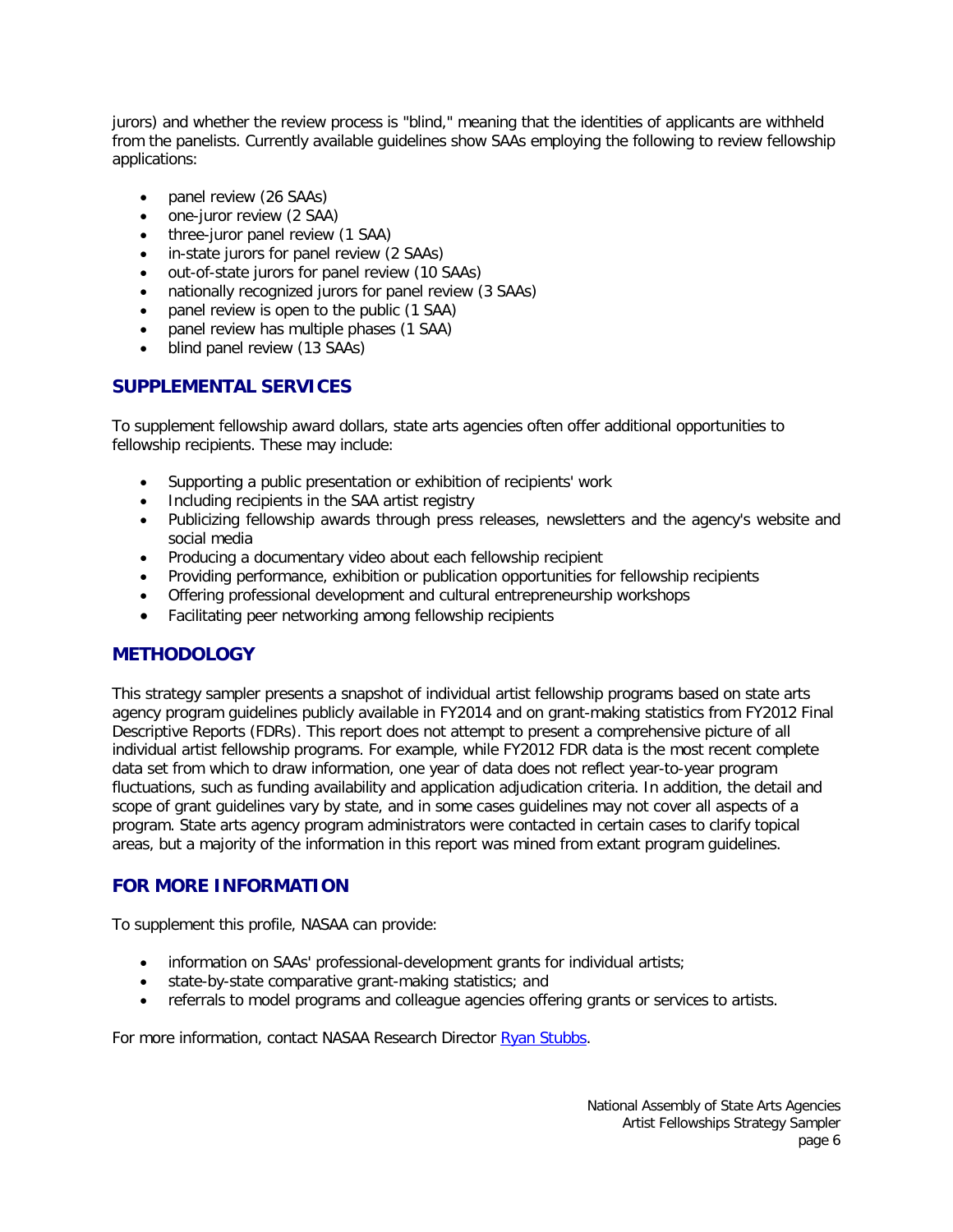jurors) and whether the review process is "blind," meaning that the identities of applicants are withheld from the panelists. Currently available guidelines show SAAs employing the following to review fellowship applications:

- panel review (26 SAAs)
- one-juror review (2 SAA)
- three-juror panel review (1 SAA)
- in-state jurors for panel review (2 SAAs)
- out-of-state jurors for panel review (10 SAAs)
- nationally recognized jurors for panel review (3 SAAs)
- panel review is open to the public (1 SAA)
- panel review has multiple phases (1 SAA)
- blind panel review (13 SAAs)

## SUPPLEMENTAL SERVICES

To supplement fellowship award dollars, state arts agencies often offer additional opportunities to fellowship recipients. These may include:

- Supporting a public presentation or exhibition of recipients' work
- Including recipients in the SAA artist registry
- Publicizing fellowship awards through press releases, newsletters and the agency's website and social media
- Producing a documentary video about each fellowship recipient
- Providing performance, exhibition or publication opportunities for fellowship recipients
- Offering professional development and cultural entrepreneurship workshops
- Facilitating peer networking among fellowship recipients

## METHODOLOGY

This strategy sampler presents a snapshot of individual artist fellowship programs based on state arts agency program guidelines publicly available in FY2014 and on grant-making statistics from FY2012 Final Descriptive Reports (FDRs). This report does not attempt to present a comprehensive picture of all individual artist fellowship programs. For example, while FY2012 FDR data is the most recent complete data set from which to draw information, one year of data does not reflect year-to-year program fluctuations, such as funding availability and application adjudication criteria. In addition, the detail and scope of grant guidelines vary by state, and in some cases guidelines may not cover all aspects of a program. State arts agency program administrators were contacted in certain cases to clarify topical areas, but a majority of the information in this report was mined from extant program guidelines.

## FOR MORE INFORMATION

To supplement this profile, NASAA can provide:

- information on SAAs' professional-development grants for individual artists;
- state-by-state comparative grant-making statistics; and
- referrals to model programs and colleague agencies offering grants or services to artists.

For more information, contact NASAA Research Director Ryan Stubbs.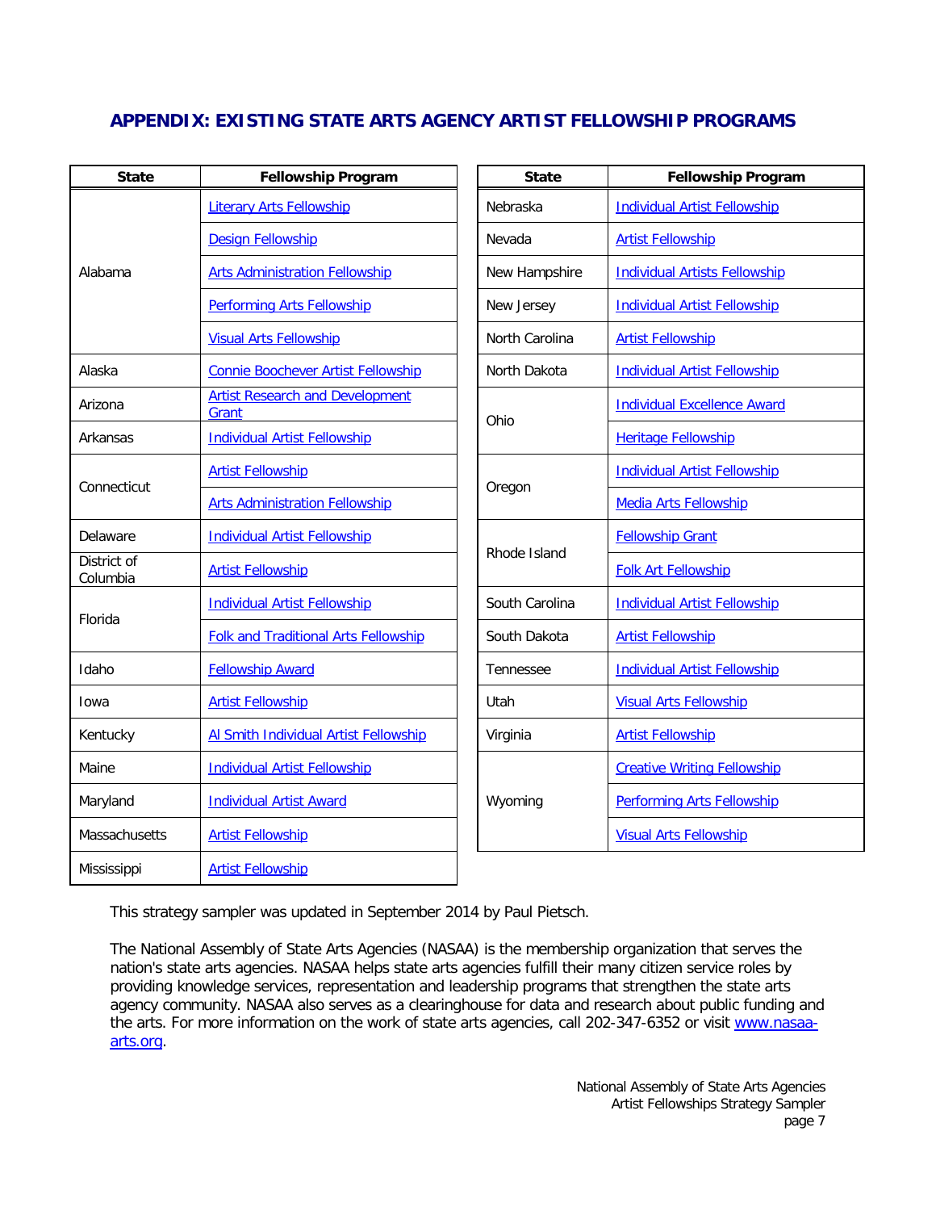## APPENDIX: EXISTING STATE ARTS AGENCY ARTIST FELLOWSHIP PROGRAMS

| State | Fellowship Program |
|---|---|
| Alabama | Literary Arts Fellowship |
| | Design Fellowship |
| | Arts Administration Fellowship |
| | Performing Arts Fellowship |
| | Visual Arts Fellowship |
| Alaska | Connie Boochever Artist Fellowship |
| Arizona | Artist Research and Development Grant |
| Arkansas | Individual Artist Fellowship |
| Connecticut | Artist Fellowship |
| | Arts Administration Fellowship |
| Delaware | Individual Artist Fellowship |
| District of Columbia | Artist Fellowship |
| Florida | Individual Artist Fellowship |
| | Folk and Traditional Arts Fellowship |
| Idaho | Fellowship Award |
| Iowa | Artist Fellowship |
| Kentucky | Al Smith Individual Artist Fellowship |
| Maine | Individual Artist Fellowship |
| Maryland | Individual Artist Award |
| Massachusetts | Artist Fellowship |
| Mississippi | Artist Fellowship |
| Nebraska | Individual Artist Fellowship |
| Nevada | Artist Fellowship |
| New Hampshire | Individual Artists Fellowship |
| New Jersey | Individual Artist Fellowship |
| North Carolina | Artist Fellowship |
| North Dakota | Individual Artist Fellowship |
| Ohio | Individual Excellence Award |
| | Heritage Fellowship |
| Oregon | Individual Artist Fellowship |
| | Media Arts Fellowship |
| Rhode Island | Fellowship Grant |
| | Folk Art Fellowship |
| South Carolina | Individual Artist Fellowship |
| South Dakota | Artist Fellowship |
| Tennessee | Individual Artist Fellowship |
| Utah | Visual Arts Fellowship |
| Virginia | Artist Fellowship |
| Wyoming | Creative Writing Fellowship |
| | Performing Arts Fellowship |
| | Visual Arts Fellowship |

This strategy sampler was updated in September 2014 by Paul Pietsch.

The National Assembly of State Arts Agencies (NASAA) is the membership organization that serves the nation's state arts agencies. NASAA helps state arts agencies fulfill their many citizen service roles by providing knowledge services, representation and leadership programs that strengthen the state arts agency community. NASAA also serves as a clearinghouse for data and research about public funding and the arts. For more information on the work of state arts agencies, call 202-347-6352 or visit www.nasaa-arts.org.